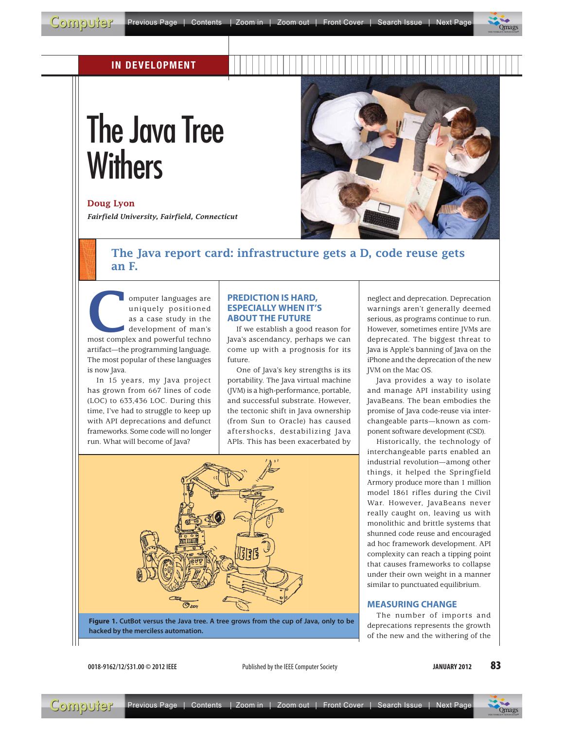IN DEVELOPMENT

# The Java Tree Withers

**Doug Lyon**

***Fairfield University, Fairfield, Connecticut***

## The Java report card: infrastructure gets a D, code reuse gets an F.

Computer languages are uniquely positioned as a case study in the development of man's most complex and powerful techno artifact—the programming language. The most popular of these languages is now Java.

In 15 years, my Java project has grown from 667 lines of code (LOC) to 633,436 LOC. During this time, I've had to struggle to keep up with API deprecations and defunct frameworks. Some code will no longer run. What will become of Java?

### PREDICTION IS HARD, ESPECIALLY WHEN IT'S ABOUT THE FUTURE

If we establish a good reason for Java's ascendancy, perhaps we can come up with a prognosis for its future.

One of Java's key strengths is its portability. The Java virtual machine (JVM) is a high-performance, portable, and successful substrate. However, the tectonic shift in Java ownership (from Sun to Oracle) has caused aftershocks, destabilizing Java APIs. This has been exacerbated by neglect and deprecation. Deprecation warnings aren't generally deemed serious, as programs continue to run. However, sometimes entire JVMs are deprecated. The biggest threat to Java is Apple's banning of Java on the iPhone and the deprecation of the new JVM on the Mac OS.

Java provides a way to isolate and manage API instability using JavaBeans. The bean embodies the promise of Java code-reuse via interchangeable parts—known as component software development (CSD).

Historically, the technology of interchangeable parts enabled an industrial revolution—among other things, it helped the Springfield Armory produce more than 1 million model 1861 rifles during the Civil War. However, JavaBeans never really caught on, leaving us with monolithic and brittle systems that shunned code reuse and encouraged ad hoc framework development. API complexity can reach a tipping point that causes frameworks to collapse under their own weight in a manner similar to punctuated equilibrium.

**Figure 1.** CutBot versus the Java tree. A tree grows from the cup of Java, only to be hacked by the merciless automation.

### MEASURING CHANGE

The number of imports and deprecations represents the growth of the new and the withering of the

0018-9162/12/$31.00 © 2012 IEEE Published by the IEEE Computer Society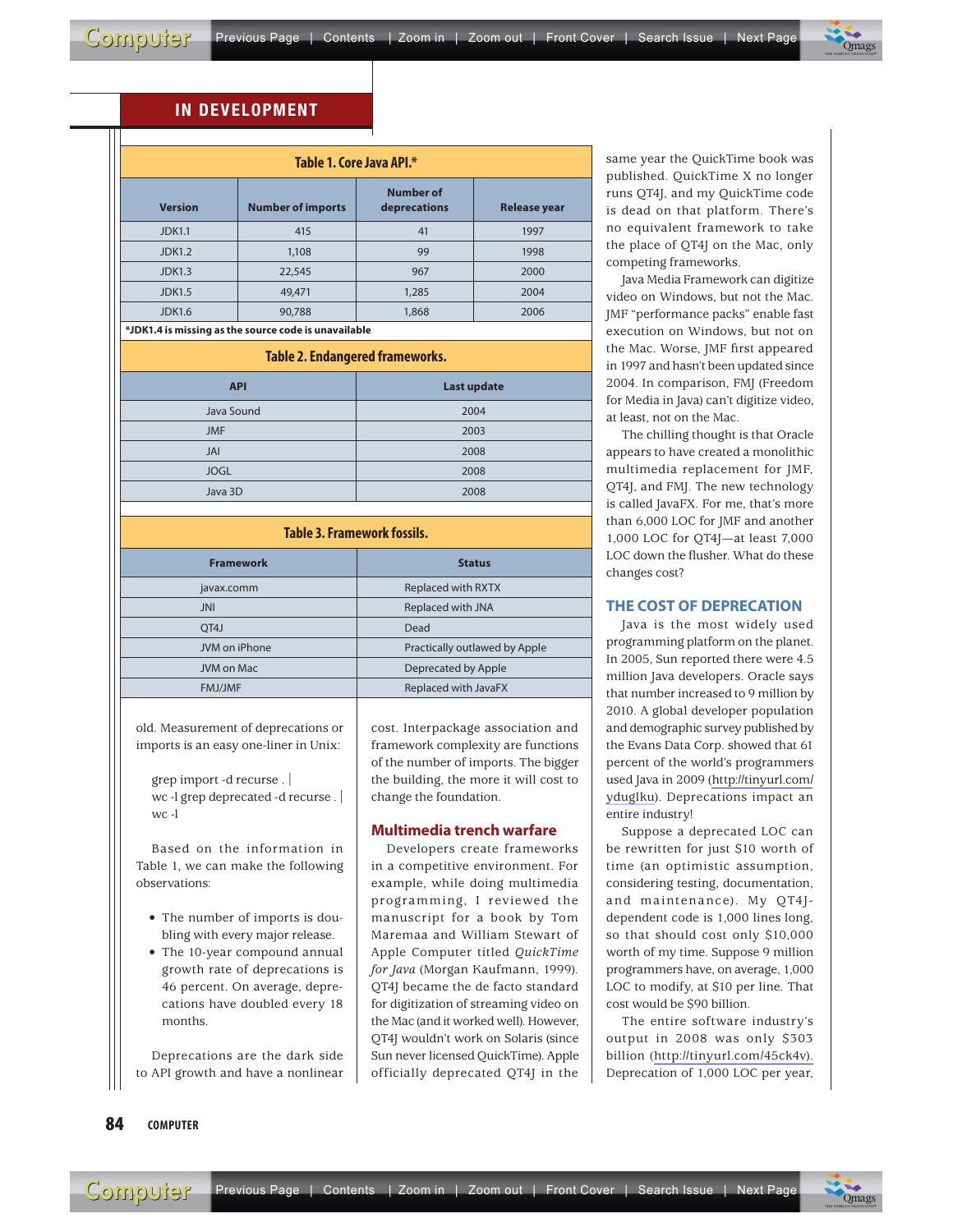## IN DEVELOPMENT

**Table 1. Core Java API.***

| Version | Number of imports | Number of deprecations | Release year |
|---|---|---|---|
| JDK1.1 | 415 | 41 | 1997 |
| JDK1.2 | 1,108 | 99 | 1998 |
| JDK1.3 | 22,545 | 967 | 2000 |
| JDK1.5 | 49,471 | 1,285 | 2004 |
| JDK1.6 | 90,788 | 1,868 | 2006 |

***JDK1.4 is missing as the source code is unavailable**

**Table 2. Endangered frameworks.**

| API | Last update |
|---|---|
| Java Sound | 2004 |
| JMF | 2003 |
| JAI | 2008 |
| JOGL | 2008 |
| Java 3D | 2008 |

**Table 3. Framework fossils.**

| Framework | Status |
|---|---|
| javax.comm | Replaced with RXTX |
| JNI | Replaced with JNA |
| QT4J | Dead |
| JVM on iPhone | Practically outlawed by Apple |
| JVM on Mac | Deprecated by Apple |
| FMJ/JMF | Replaced with JavaFX |

old. Measurement of deprecations or imports is an easy one-liner in Unix:

```
grep import -d recurse . |
wc -l grep deprecated -d recurse . |
wc -l
```

Based on the information in Table 1, we can make the following observations:

- The number of imports is doubling with every major release.
- The 10-year compound annual growth rate of deprecations is 46 percent. On average, deprecations have doubled every 18 months.

Deprecations are the dark side to API growth and have a nonlinear cost. Interpackage association and framework complexity are functions of the number of imports. The bigger the building, the more it will cost to change the foundation.

### Multimedia trench warfare

Developers create frameworks in a competitive environment. For example, while doing multimedia programming, I reviewed the manuscript for a book by Tom Maremaa and William Stewart of Apple Computer titled *QuickTime for Java* (Morgan Kaufmann, 1999). QT4J became the de facto standard for digitization of streaming video on the Mac (and it worked well). However, QT4J wouldn't work on Solaris (since Sun never licensed QuickTime). Apple officially deprecated QT4J in the same year the QuickTime book was published. QuickTime X no longer runs QT4J, and my QuickTime code is dead on that platform. There's no equivalent framework to take the place of QT4J on the Mac, only competing frameworks.

Java Media Framework can digitize video on Windows, but not the Mac. JMF "performance packs" enable fast execution on Windows, but not on the Mac. Worse, JMF first appeared in 1997 and hasn't been updated since 2004. In comparison, FMJ (Freedom for Media in Java) can't digitize video, at least, not on the Mac.

The chilling thought is that Oracle appears to have created a monolithic multimedia replacement for JMF, QT4J, and FMJ. The new technology is called JavaFX. For me, that's more than 6,000 LOC for JMF and another 1,000 LOC for QT4J—at least 7,000 LOC down the flusher. What do these changes cost?

## THE COST OF DEPRECATION

Java is the most widely used programming platform on the planet. In 2005, Sun reported there were 4.5 million Java developers. Oracle says that number increased to 9 million by 2010. A global developer population and demographic survey published by the Evans Data Corp. showed that 61 percent of the world's programmers used Java in 2009 (http://tinyurl.com/ydugIku). Deprecations impact an entire industry!

Suppose a deprecated LOC can be rewritten for just $10 worth of time (an optimistic assumption, considering testing, documentation, and maintenance). My QT4J-dependent code is 1,000 lines long, so that should cost only $10,000 worth of my time. Suppose 9 million programmers have, on average, 1,000 LOC to modify, at $10 per line. That cost would be $90 billion.

The entire software industry's output in 2008 was only $303 billion (http://tinyurl.com/45ck4v). Deprecation of 1,000 LOC per year,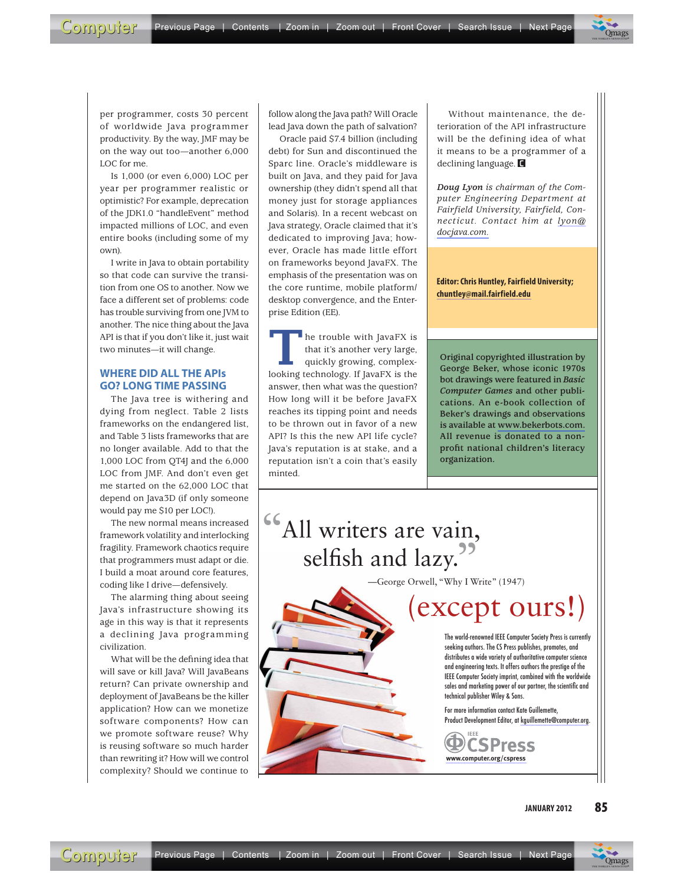per programmer, costs 30 percent of worldwide Java programmer productivity. By the way, JMF may be on the way out too—another 6,000 LOC for me.

Is 1,000 (or even 6,000) LOC per year per programmer realistic or optimistic? For example, deprecation of the JDK1.0 "handleEvent" method impacted millions of LOC, and even entire books (including some of my own).

I write in Java to obtain portability so that code can survive the transition from one OS to another. Now we face a different set of problems: code has trouble surviving from one JVM to another. The nice thing about the Java API is that if you don't like it, just wait two minutes—it will change.

## WHERE DID ALL THE APIs GO? LONG TIME PASSING

The Java tree is withering and dying from neglect. Table 2 lists frameworks on the endangered list, and Table 3 lists frameworks that are no longer available. Add to that the 1,000 LOC from QT4J and the 6,000 LOC from JMF. And don't even get me started on the 62,000 LOC that depend on Java3D (if only someone would pay me $10 per LOC!).

The new normal means increased framework volatility and interlocking fragility. Framework chaotics require that programmers must adapt or die. I build a moat around core features, coding like I drive—defensively.

The alarming thing about seeing Java's infrastructure showing its age in this way is that it represents a declining Java programming civilization.

What will be the defining idea that will save or kill Java? Will JavaBeans return? Can private ownership and deployment of JavaBeans be the killer application? How can we monetize software components? How can we promote software reuse? Why is reusing software so much harder than rewriting it? How will we control complexity? Should we continue to follow along the Java path? Will Oracle lead Java down the path of salvation?

Oracle paid $7.4 billion (including debt) for Sun and discontinued the Sparc line. Oracle's middleware is built on Java, and they paid for Java ownership (they didn't spend all that money just for storage appliances and Solaris). In a recent webcast on Java strategy, Oracle claimed that it's dedicated to improving Java; however, Oracle has made little effort on frameworks beyond JavaFX. The emphasis of the presentation was on the core runtime, mobile platform/desktop convergence, and the Enterprise Edition (EE).

The trouble with JavaFX is that it's another very large, quickly growing, complex-looking technology. If JavaFX is the answer, then what was the question? How long will it be before JavaFX reaches its tipping point and needs to be thrown out in favor of a new API? Is this the new API life cycle? Java's reputation is at stake, and a reputation isn't a coin that's easily minted.

Without maintenance, the deterioration of the API infrastructure will be the defining idea of what it means to be a programmer of a declining language. ■

***Doug Lyon*** *is chairman of the Computer Engineering Department at Fairfield University, Fairfield, Connecticut. Contact him at lyon@docjava.com.*

**Editor: Chris Huntley, Fairfield University; chuntley@mail.fairfield.edu**

Original copyrighted illustration by George Beker, whose iconic 1970s bot drawings were featured in *Basic Computer Games* and other publications. An e-book collection of Beker's drawings and observations is available at www.bekerbots.com. All revenue is donated to a nonprofit national children's literacy organization.

"All writers are vain, selfish and lazy."

—George Orwell, "Why I Write" (1947)

(except ours!)

The world-renowned IEEE Computer Society Press is currently seeking authors. The CS Press publishes, promotes, and distributes a wide variety of authoritative computer science and engineering texts. It offers authors the prestige of the IEEE Computer Society imprint, combined with the worldwide sales and marketing power of our partner, the scientific and technical publisher Wiley & Sons.

For more information contact Kate Guillemette, Product Development Editor, at kguillemette@computer.org.

IEEE CSPress
www.computer.org/cspress